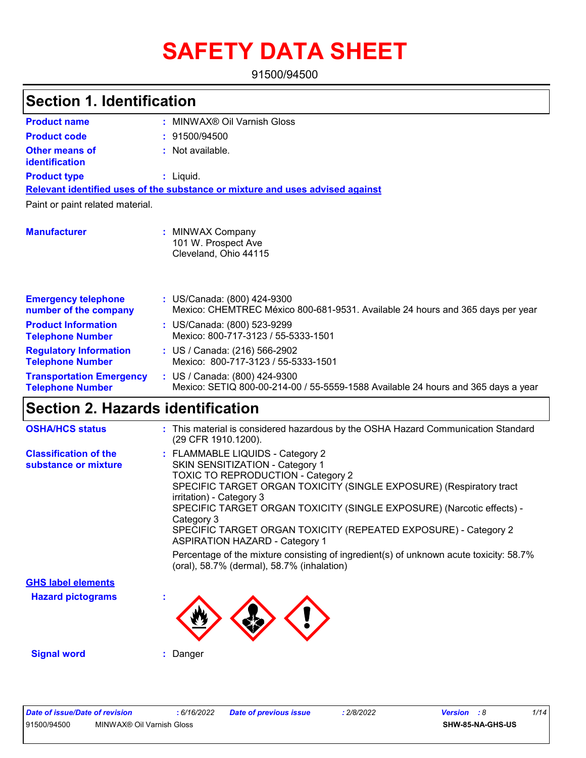# SAFETY DATA SHEET

91500/94500

## Section 1. Identification

**Product name** : MINWAX® Oil Varnish Gloss

**Product code** : 91500/94500

**Other means of identification** : Not available.

**Product type** : Liquid.

**Relevant identified uses of the substance or mixture and uses advised against**

Paint or paint related material.

**Manufacturer** : MINWAX Company
101 W. Prospect Ave
Cleveland, Ohio 44115

**Emergency telephone number of the company** : US/Canada: (800) 424-9300
Mexico: CHEMTREC México 800-681-9531. Available 24 hours and 365 days per year

**Product Information Telephone Number** : US/Canada: (800) 523-9299
Mexico: 800-717-3123 / 55-5333-1501

**Regulatory Information Telephone Number** : US / Canada: (216) 566-2902
Mexico: 800-717-3123 / 55-5333-1501

**Transportation Emergency Telephone Number** : US / Canada: (800) 424-9300
Mexico: SETIQ 800-00-214-00 / 55-5559-1588 Available 24 hours and 365 days a year

## Section 2. Hazards identification

**OSHA/HCS status** : This material is considered hazardous by the OSHA Hazard Communication Standard (29 CFR 1910.1200).

**Classification of the substance or mixture** : FLAMMABLE LIQUIDS - Category 2
SKIN SENSITIZATION - Category 1
TOXIC TO REPRODUCTION - Category 2
SPECIFIC TARGET ORGAN TOXICITY (SINGLE EXPOSURE) (Respiratory tract irritation) - Category 3
SPECIFIC TARGET ORGAN TOXICITY (SINGLE EXPOSURE) (Narcotic effects) - Category 3
SPECIFIC TARGET ORGAN TOXICITY (REPEATED EXPOSURE) - Category 2
ASPIRATION HAZARD - Category 1

Percentage of the mixture consisting of ingredient(s) of unknown acute toxicity: 58.7% (oral), 58.7% (dermal), 58.7% (inhalation)

**GHS label elements**

**Hazard pictograms** :

**Signal word** : Danger

| Date of issue/Date of revision | : 6/16/2022 | Date of previous issue | : 2/8/2022 | Version : 8 |
|---|---|---|---|---|
| 91500/94500 | MINWAX® Oil Varnish Gloss | | | SHW-85-NA-GHS-US |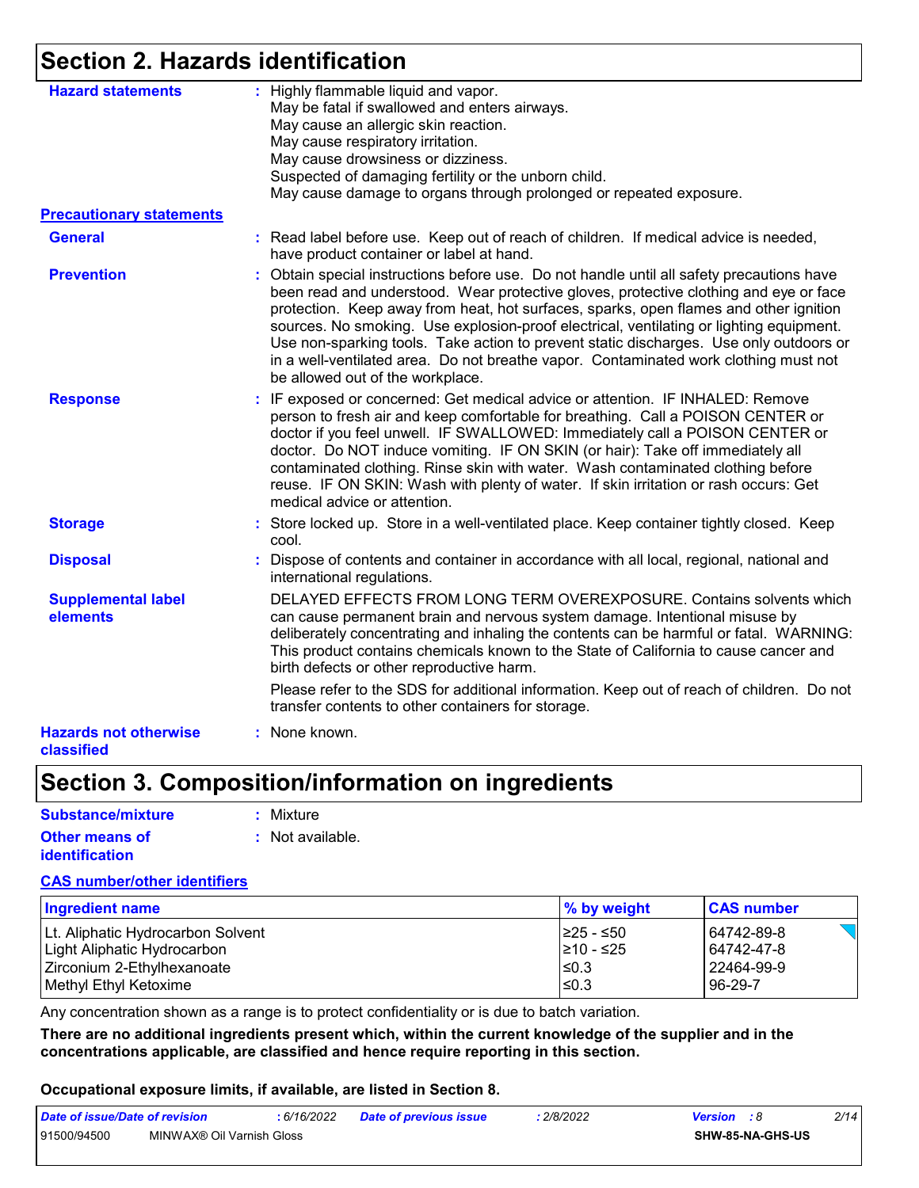## Section 2. Hazards identification

**Hazard statements** : Highly flammable liquid and vapor.
May be fatal if swallowed and enters airways.
May cause an allergic skin reaction.
May cause respiratory irritation.
May cause drowsiness or dizziness.
Suspected of damaging fertility or the unborn child.
May cause damage to organs through prolonged or repeated exposure.

**Precautionary statements**

**General** : Read label before use. Keep out of reach of children. If medical advice is needed, have product container or label at hand.

**Prevention** : Obtain special instructions before use. Do not handle until all safety precautions have been read and understood. Wear protective gloves, protective clothing and eye or face protection. Keep away from heat, hot surfaces, sparks, open flames and other ignition sources. No smoking. Use explosion-proof electrical, ventilating or lighting equipment. Use non-sparking tools. Take action to prevent static discharges. Use only outdoors or in a well-ventilated area. Do not breathe vapor. Contaminated work clothing must not be allowed out of the workplace.

**Response** : IF exposed or concerned: Get medical advice or attention. IF INHALED: Remove person to fresh air and keep comfortable for breathing. Call a POISON CENTER or doctor if you feel unwell. IF SWALLOWED: Immediately call a POISON CENTER or doctor. Do NOT induce vomiting. IF ON SKIN (or hair): Take off immediately all contaminated clothing. Rinse skin with water. Wash contaminated clothing before reuse. IF ON SKIN: Wash with plenty of water. If skin irritation or rash occurs: Get medical advice or attention.

**Storage** : Store locked up. Store in a well-ventilated place. Keep container tightly closed. Keep cool.

**Disposal** : Dispose of contents and container in accordance with all local, regional, national and international regulations.

**Supplemental label elements**

DELAYED EFFECTS FROM LONG TERM OVEREXPOSURE. Contains solvents which can cause permanent brain and nervous system damage. Intentional misuse by deliberately concentrating and inhaling the contents can be harmful or fatal. WARNING: This product contains chemicals known to the State of California to cause cancer and birth defects or other reproductive harm.

Please refer to the SDS for additional information. Keep out of reach of children. Do not transfer contents to other containers for storage.

**Hazards not otherwise classified** : None known.

## Section 3. Composition/information on ingredients

**Substance/mixture** : Mixture

**Other means of identification** : Not available.

**CAS number/other identifiers**

| Ingredient name | % by weight | CAS number |
|---|---|---|
| Lt. Aliphatic Hydrocarbon Solvent | ≥25 - ≤50 | 64742-89-8 |
| Light Aliphatic Hydrocarbon | ≥10 - ≤25 | 64742-47-8 |
| Zirconium 2-Ethylhexanoate | ≤0.3 | 22464-99-9 |
| Methyl Ethyl Ketoxime | ≤0.3 | 96-29-7 |

Any concentration shown as a range is to protect confidentiality or is due to batch variation.

**There are no additional ingredients present which, within the current knowledge of the supplier and in the concentrations applicable, are classified and hence require reporting in this section.**

**Occupational exposure limits, if available, are listed in Section 8.**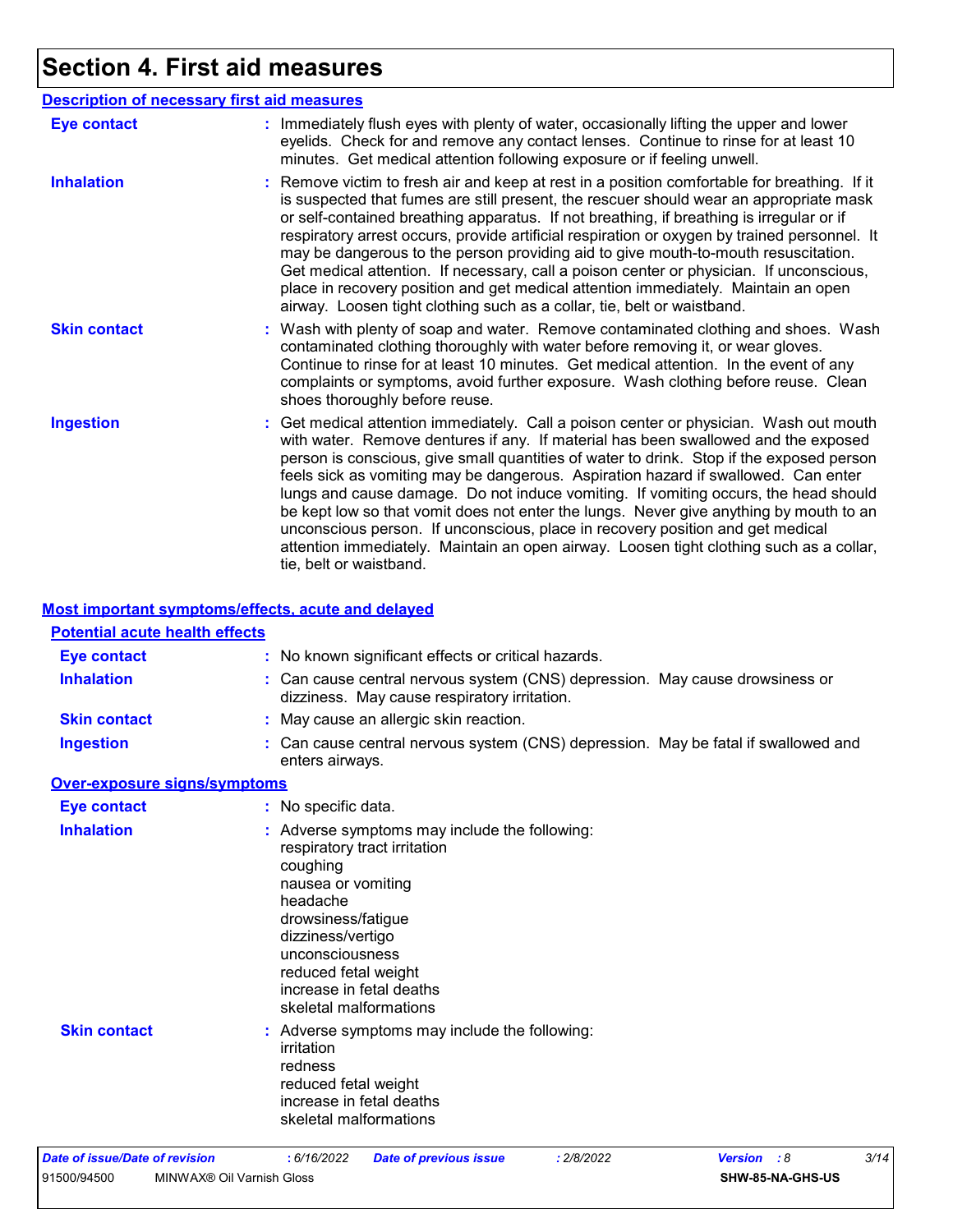# Section 4. First aid measures

## Description of necessary first aid measures

**Eye contact** : Immediately flush eyes with plenty of water, occasionally lifting the upper and lower eyelids. Check for and remove any contact lenses. Continue to rinse for at least 10 minutes. Get medical attention following exposure or if feeling unwell.

**Inhalation** : Remove victim to fresh air and keep at rest in a position comfortable for breathing. If it is suspected that fumes are still present, the rescuer should wear an appropriate mask or self-contained breathing apparatus. If not breathing, if breathing is irregular or if respiratory arrest occurs, provide artificial respiration or oxygen by trained personnel. It may be dangerous to the person providing aid to give mouth-to-mouth resuscitation. Get medical attention. If necessary, call a poison center or physician. If unconscious, place in recovery position and get medical attention immediately. Maintain an open airway. Loosen tight clothing such as a collar, tie, belt or waistband.

**Skin contact** : Wash with plenty of soap and water. Remove contaminated clothing and shoes. Wash contaminated clothing thoroughly with water before removing it, or wear gloves. Continue to rinse for at least 10 minutes. Get medical attention. In the event of any complaints or symptoms, avoid further exposure. Wash clothing before reuse. Clean shoes thoroughly before reuse.

**Ingestion** : Get medical attention immediately. Call a poison center or physician. Wash out mouth with water. Remove dentures if any. If material has been swallowed and the exposed person is conscious, give small quantities of water to drink. Stop if the exposed person feels sick as vomiting may be dangerous. Aspiration hazard if swallowed. Can enter lungs and cause damage. Do not induce vomiting. If vomiting occurs, the head should be kept low so that vomit does not enter the lungs. Never give anything by mouth to an unconscious person. If unconscious, place in recovery position and get medical attention immediately. Maintain an open airway. Loosen tight clothing such as a collar, tie, belt or waistband.

## Most important symptoms/effects, acute and delayed

### Potential acute health effects

**Eye contact** : No known significant effects or critical hazards.

**Inhalation** : Can cause central nervous system (CNS) depression. May cause drowsiness or dizziness. May cause respiratory irritation.

**Skin contact** : May cause an allergic skin reaction.

**Ingestion** : Can cause central nervous system (CNS) depression. May be fatal if swallowed and enters airways.

### Over-exposure signs/symptoms

**Eye contact** : No specific data.

**Inhalation** : Adverse symptoms may include the following:
respiratory tract irritation
coughing
nausea or vomiting
headache
drowsiness/fatigue
dizziness/vertigo
unconsciousness
reduced fetal weight
increase in fetal deaths
skeletal malformations

**Skin contact** : Adverse symptoms may include the following:
irritation
redness
reduced fetal weight
increase in fetal deaths
skeletal malformations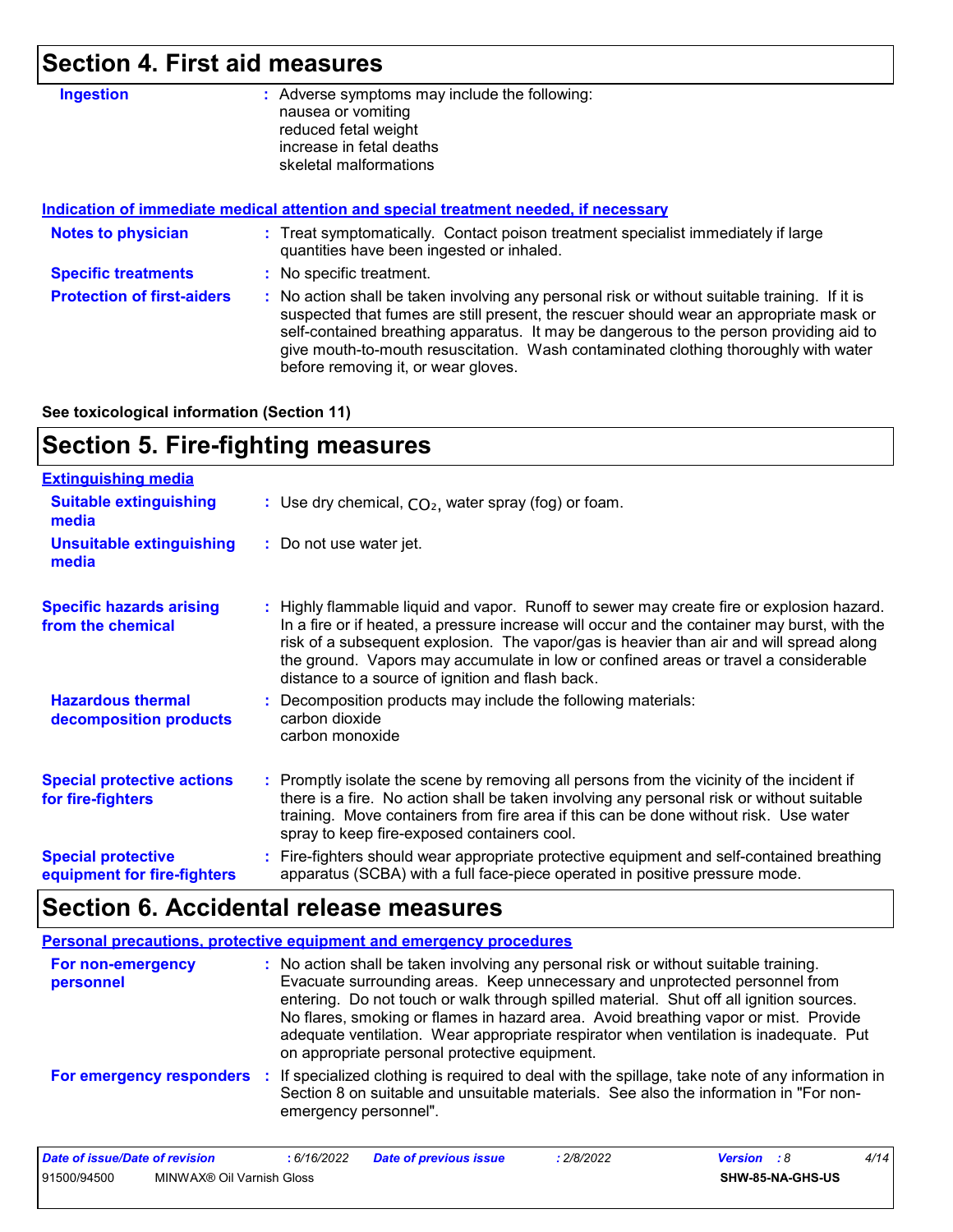## Section 4. First aid measures

**Ingestion** : Adverse symptoms may include the following:
nausea or vomiting
reduced fetal weight
increase in fetal deaths
skeletal malformations

**Indication of immediate medical attention and special treatment needed, if necessary**

**Notes to physician** : Treat symptomatically. Contact poison treatment specialist immediately if large quantities have been ingested or inhaled.

**Specific treatments** : No specific treatment.

**Protection of first-aiders** : No action shall be taken involving any personal risk or without suitable training. If it is suspected that fumes are still present, the rescuer should wear an appropriate mask or self-contained breathing apparatus. It may be dangerous to the person providing aid to give mouth-to-mouth resuscitation. Wash contaminated clothing thoroughly with water before removing it, or wear gloves.

**See toxicological information (Section 11)**

## Section 5. Fire-fighting measures

**Extinguishing media**

**Suitable extinguishing media** : Use dry chemical, $CO_2$, water spray (fog) or foam.

**Unsuitable extinguishing media** : Do not use water jet.

**Specific hazards arising from the chemical** : Highly flammable liquid and vapor. Runoff to sewer may create fire or explosion hazard. In a fire or if heated, a pressure increase will occur and the container may burst, with the risk of a subsequent explosion. The vapor/gas is heavier than air and will spread along the ground. Vapors may accumulate in low or confined areas or travel a considerable distance to a source of ignition and flash back.

**Hazardous thermal decomposition products** : Decomposition products may include the following materials:
carbon dioxide
carbon monoxide

**Special protective actions for fire-fighters** : Promptly isolate the scene by removing all persons from the vicinity of the incident if there is a fire. No action shall be taken involving any personal risk or without suitable training. Move containers from fire area if this can be done without risk. Use water spray to keep fire-exposed containers cool.

**Special protective equipment for fire-fighters** : Fire-fighters should wear appropriate protective equipment and self-contained breathing apparatus (SCBA) with a full face-piece operated in positive pressure mode.

## Section 6. Accidental release measures

**Personal precautions, protective equipment and emergency procedures**

**For non-emergency personnel** : No action shall be taken involving any personal risk or without suitable training. Evacuate surrounding areas. Keep unnecessary and unprotected personnel from entering. Do not touch or walk through spilled material. Shut off all ignition sources. No flares, smoking or flames in hazard area. Avoid breathing vapor or mist. Provide adequate ventilation. Wear appropriate respirator when ventilation is inadequate. Put on appropriate personal protective equipment.

**For emergency responders** : If specialized clothing is required to deal with the spillage, take note of any information in Section 8 on suitable and unsuitable materials. See also the information in "For non-emergency personnel".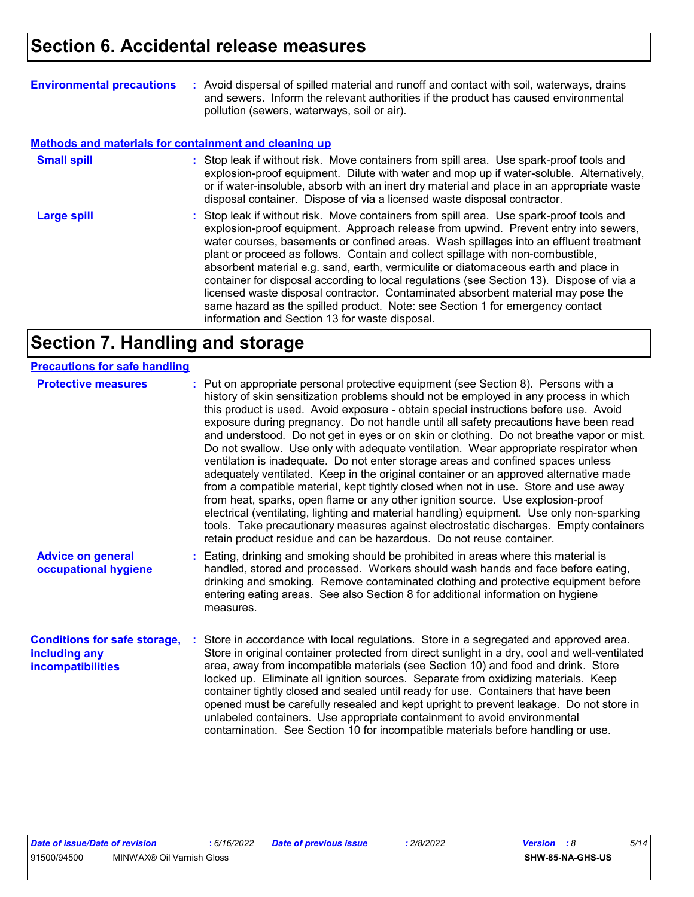# Section 6. Accidental release measures

**Environmental precautions** : Avoid dispersal of spilled material and runoff and contact with soil, waterways, drains and sewers. Inform the relevant authorities if the product has caused environmental pollution (sewers, waterways, soil or air).

### Methods and materials for containment and cleaning up

**Small spill** : Stop leak if without risk. Move containers from spill area. Use spark-proof tools and explosion-proof equipment. Dilute with water and mop up if water-soluble. Alternatively, or if water-insoluble, absorb with an inert dry material and place in an appropriate waste disposal container. Dispose of via a licensed waste disposal contractor.

**Large spill** : Stop leak if without risk. Move containers from spill area. Use spark-proof tools and explosion-proof equipment. Approach release from upwind. Prevent entry into sewers, water courses, basements or confined areas. Wash spillages into an effluent treatment plant or proceed as follows. Contain and collect spillage with non-combustible, absorbent material e.g. sand, earth, vermiculite or diatomaceous earth and place in container for disposal according to local regulations (see Section 13). Dispose of via a licensed waste disposal contractor. Contaminated absorbent material may pose the same hazard as the spilled product. Note: see Section 1 for emergency contact information and Section 13 for waste disposal.

# Section 7. Handling and storage

### Precautions for safe handling

**Protective measures** : Put on appropriate personal protective equipment (see Section 8). Persons with a history of skin sensitization problems should not be employed in any process in which this product is used. Avoid exposure - obtain special instructions before use. Avoid exposure during pregnancy. Do not handle until all safety precautions have been read and understood. Do not get in eyes or on skin or clothing. Do not breathe vapor or mist. Do not swallow. Use only with adequate ventilation. Wear appropriate respirator when ventilation is inadequate. Do not enter storage areas and confined spaces unless adequately ventilated. Keep in the original container or an approved alternative made from a compatible material, kept tightly closed when not in use. Store and use away from heat, sparks, open flame or any other ignition source. Use explosion-proof electrical (ventilating, lighting and material handling) equipment. Use only non-sparking tools. Take precautionary measures against electrostatic discharges. Empty containers retain product residue and can be hazardous. Do not reuse container.

**Advice on general occupational hygiene** : Eating, drinking and smoking should be prohibited in areas where this material is handled, stored and processed. Workers should wash hands and face before eating, drinking and smoking. Remove contaminated clothing and protective equipment before entering eating areas. See also Section 8 for additional information on hygiene measures.

**Conditions for safe storage, including any incompatibilities** : Store in accordance with local regulations. Store in a segregated and approved area. Store in original container protected from direct sunlight in a dry, cool and well-ventilated area, away from incompatible materials (see Section 10) and food and drink. Store locked up. Eliminate all ignition sources. Separate from oxidizing materials. Keep container tightly closed and sealed until ready for use. Containers that have been opened must be carefully resealed and kept upright to prevent leakage. Do not store in unlabeled containers. Use appropriate containment to avoid environmental contamination. See Section 10 for incompatible materials before handling or use.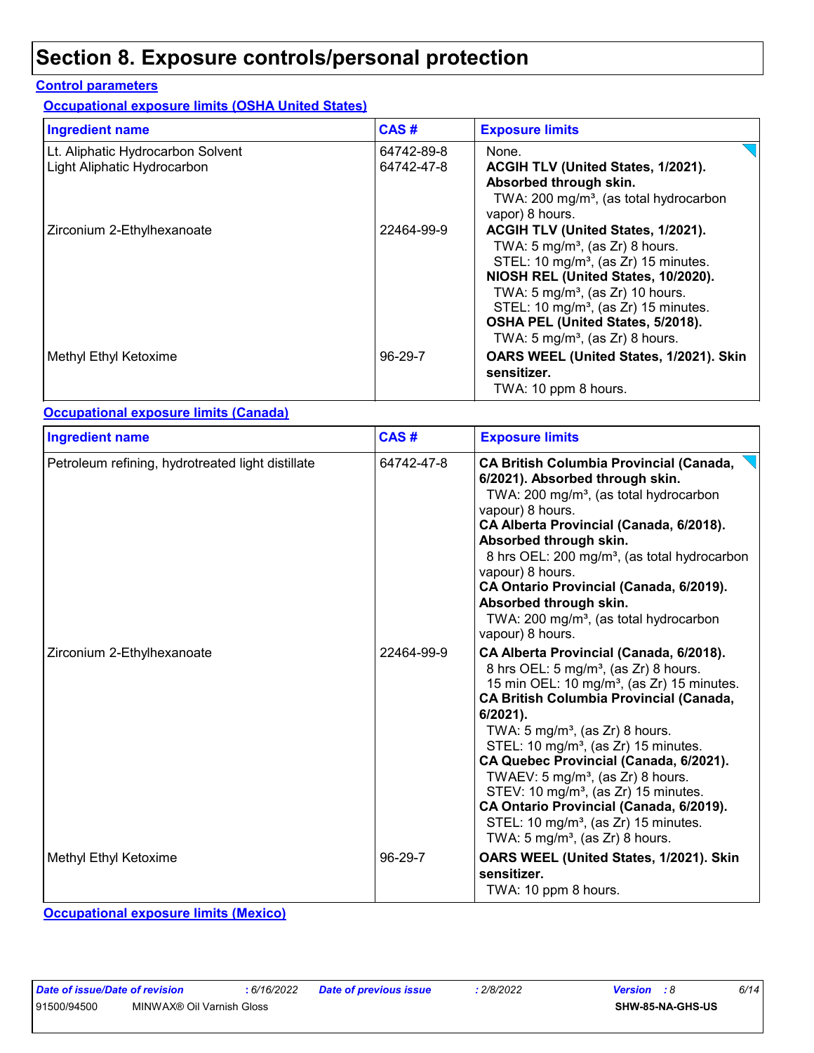# Section 8. Exposure controls/personal protection

**Control parameters**

**Occupational exposure limits (OSHA United States)**

| Ingredient name | CAS # | Exposure limits |
|---|---|---|
| Lt. Aliphatic Hydrocarbon Solvent<br>Light Aliphatic Hydrocarbon | 64742-89-8<br>64742-47-8 | None.<br>**ACGIH TLV (United States, 1/2021). Absorbed through skin.**<br>TWA: 200 mg/m³, (as total hydrocarbon vapor) 8 hours. |
| Zirconium 2-Ethylhexanoate | 22464-99-9 | **ACGIH TLV (United States, 1/2021).**<br>TWA: 5 mg/m³, (as Zr) 8 hours.<br>STEL: 10 mg/m³, (as Zr) 15 minutes.<br>**NIOSH REL (United States, 10/2020).**<br>TWA: 5 mg/m³, (as Zr) 10 hours.<br>STEL: 10 mg/m³, (as Zr) 15 minutes.<br>**OSHA PEL (United States, 5/2018).**<br>TWA: 5 mg/m³, (as Zr) 8 hours. |
| Methyl Ethyl Ketoxime | 96-29-7 | **OARS WEEL (United States, 1/2021). Skin sensitizer.**<br>TWA: 10 ppm 8 hours. |

**Occupational exposure limits (Canada)**

| Ingredient name | CAS # | Exposure limits |
|---|---|---|
| Petroleum refining, hydrotreated light distillate | 64742-47-8 | **CA British Columbia Provincial (Canada, 6/2021). Absorbed through skin.**<br>TWA: 200 mg/m³, (as total hydrocarbon vapour) 8 hours.<br>**CA Alberta Provincial (Canada, 6/2018). Absorbed through skin.**<br>8 hrs OEL: 200 mg/m³, (as total hydrocarbon vapour) 8 hours.<br>**CA Ontario Provincial (Canada, 6/2019). Absorbed through skin.**<br>TWA: 200 mg/m³, (as total hydrocarbon vapour) 8 hours. |
| Zirconium 2-Ethylhexanoate | 22464-99-9 | **CA Alberta Provincial (Canada, 6/2018).**<br>8 hrs OEL: 5 mg/m³, (as Zr) 8 hours.<br>15 min OEL: 10 mg/m³, (as Zr) 15 minutes.<br>**CA British Columbia Provincial (Canada, 6/2021).**<br>TWA: 5 mg/m³, (as Zr) 8 hours.<br>STEL: 10 mg/m³, (as Zr) 15 minutes.<br>**CA Quebec Provincial (Canada, 6/2021).**<br>TWAEV: 5 mg/m³, (as Zr) 8 hours.<br>STEV: 10 mg/m³, (as Zr) 15 minutes.<br>**CA Ontario Provincial (Canada, 6/2019).**<br>STEL: 10 mg/m³, (as Zr) 15 minutes.<br>TWA: 5 mg/m³, (as Zr) 8 hours. |
| Methyl Ethyl Ketoxime | 96-29-7 | **OARS WEEL (United States, 1/2021). Skin sensitizer.**<br>TWA: 10 ppm 8 hours. |

**Occupational exposure limits (Mexico)**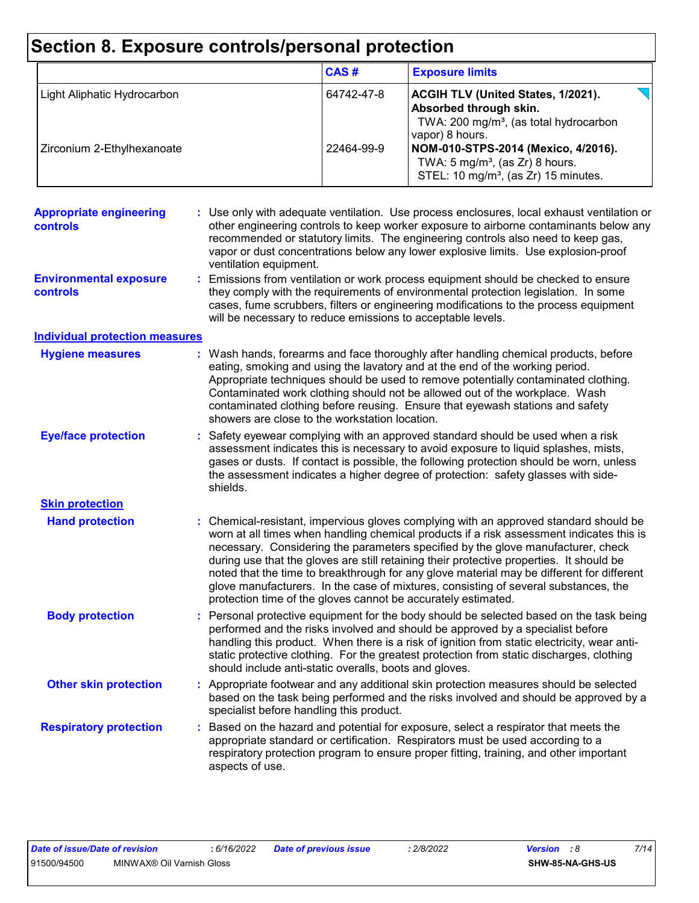# Section 8. Exposure controls/personal protection

| | CAS # | Exposure limits |
|---|---|---|
| Light Aliphatic Hydrocarbon | 64742-47-8 | **ACGIH TLV (United States, 1/2021). Absorbed through skin.** TWA: 200 mg/m³, (as total hydrocarbon vapor) 8 hours. |
| Zirconium 2-Ethylhexanoate | 22464-99-9 | **NOM-010-STPS-2014 (Mexico, 4/2016).** TWA: 5 mg/m³, (as Zr) 8 hours. STEL: 10 mg/m³, (as Zr) 15 minutes. |

**Appropriate engineering controls** : Use only with adequate ventilation. Use process enclosures, local exhaust ventilation or other engineering controls to keep worker exposure to airborne contaminants below any recommended or statutory limits. The engineering controls also need to keep gas, vapor or dust concentrations below any lower explosive limits. Use explosion-proof ventilation equipment.

**Environmental exposure controls** : Emissions from ventilation or work process equipment should be checked to ensure they comply with the requirements of environmental protection legislation. In some cases, fume scrubbers, filters or engineering modifications to the process equipment will be necessary to reduce emissions to acceptable levels.

## Individual protection measures

**Hygiene measures** : Wash hands, forearms and face thoroughly after handling chemical products, before eating, smoking and using the lavatory and at the end of the working period. Appropriate techniques should be used to remove potentially contaminated clothing. Contaminated work clothing should not be allowed out of the workplace. Wash contaminated clothing before reusing. Ensure that eyewash stations and safety showers are close to the workstation location.

**Eye/face protection** : Safety eyewear complying with an approved standard should be used when a risk assessment indicates this is necessary to avoid exposure to liquid splashes, mists, gases or dusts. If contact is possible, the following protection should be worn, unless the assessment indicates a higher degree of protection: safety glasses with side-shields.

### Skin protection

**Hand protection** : Chemical-resistant, impervious gloves complying with an approved standard should be worn at all times when handling chemical products if a risk assessment indicates this is necessary. Considering the parameters specified by the glove manufacturer, check during use that the gloves are still retaining their protective properties. It should be noted that the time to breakthrough for any glove material may be different for different glove manufacturers. In the case of mixtures, consisting of several substances, the protection time of the gloves cannot be accurately estimated.

**Body protection** : Personal protective equipment for the body should be selected based on the task being performed and the risks involved and should be approved by a specialist before handling this product. When there is a risk of ignition from static electricity, wear anti-static protective clothing. For the greatest protection from static discharges, clothing should include anti-static overalls, boots and gloves.

**Other skin protection** : Appropriate footwear and any additional skin protection measures should be selected based on the task being performed and the risks involved and should be approved by a specialist before handling this product.

**Respiratory protection** : Based on the hazard and potential for exposure, select a respirator that meets the appropriate standard or certification. Respirators must be used according to a respiratory protection program to ensure proper fitting, training, and other important aspects of use.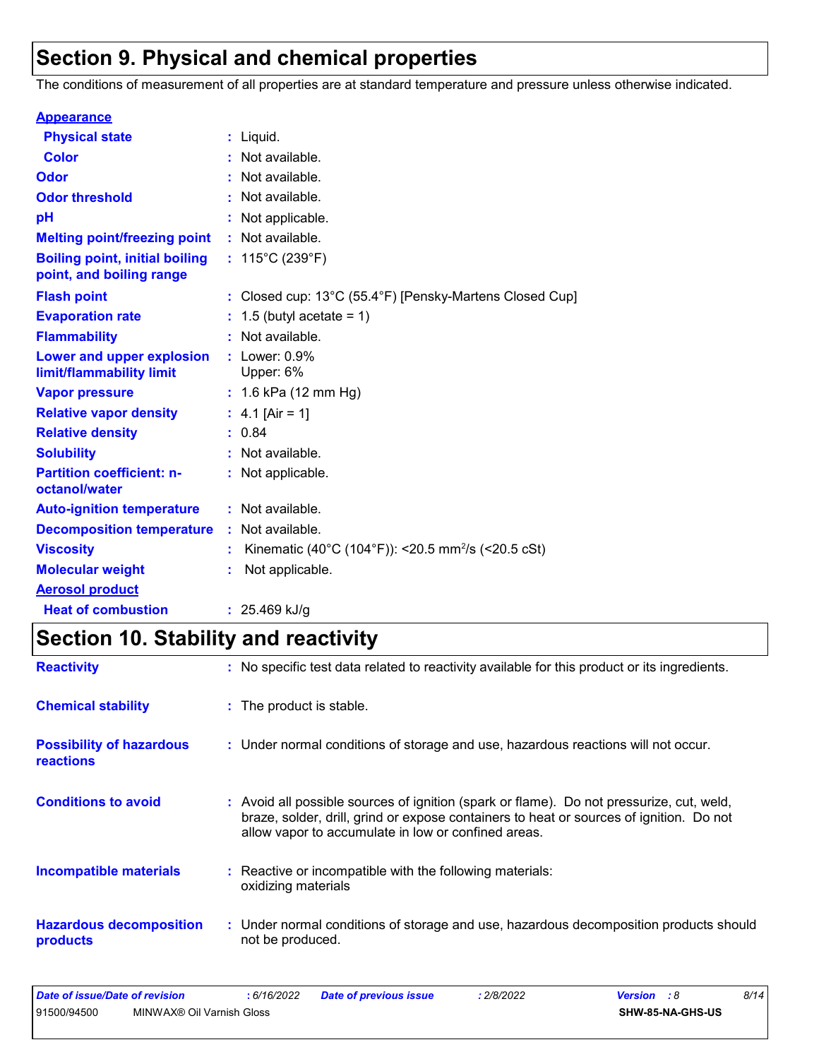# Section 9. Physical and chemical properties

The conditions of measurement of all properties are at standard temperature and pressure unless otherwise indicated.

**Appearance**

| | | |
|---|---|---|
| **Physical state** | : | Liquid. |
| **Color** | : | Not available. |
| **Odor** | : | Not available. |
| **Odor threshold** | : | Not available. |
| **pH** | : | Not applicable. |
| **Melting point/freezing point** | : | Not available. |
| **Boiling point, initial boiling point, and boiling range** | : | 115°C (239°F) |
| **Flash point** | : | Closed cup: 13°C (55.4°F) [Pensky-Martens Closed Cup] |
| **Evaporation rate** | : | 1.5 (butyl acetate = 1) |
| **Flammability** | : | Not available. |
| **Lower and upper explosion limit/flammability limit** | : | Lower: 0.9%<br>Upper: 6% |
| **Vapor pressure** | : | 1.6 kPa (12 mm Hg) |
| **Relative vapor density** | : | 4.1 [Air = 1] |
| **Relative density** | : | 0.84 |
| **Solubility** | : | Not available. |
| **Partition coefficient: n-octanol/water** | : | Not applicable. |
| **Auto-ignition temperature** | : | Not available. |
| **Decomposition temperature** | : | Not available. |
| **Viscosity** | : | Kinematic (40°C (104°F)): <20.5 $mm^2/s$ (<20.5 cSt) |
| **Molecular weight** | : | Not applicable. |

**Aerosol product**

| | | |
|---|---|---|
| **Heat of combustion** | : | 25.469 kJ/g |

# Section 10. Stability and reactivity

| | | |
|---|---|---|
| **Reactivity** | : | No specific test data related to reactivity available for this product or its ingredients. |
| **Chemical stability** | : | The product is stable. |
| **Possibility of hazardous reactions** | : | Under normal conditions of storage and use, hazardous reactions will not occur. |
| **Conditions to avoid** | : | Avoid all possible sources of ignition (spark or flame). Do not pressurize, cut, weld, braze, solder, drill, grind or expose containers to heat or sources of ignition. Do not allow vapor to accumulate in low or confined areas. |
| **Incompatible materials** | : | Reactive or incompatible with the following materials:<br>oxidizing materials |
| **Hazardous decomposition products** | : | Under normal conditions of storage and use, hazardous decomposition products should not be produced. |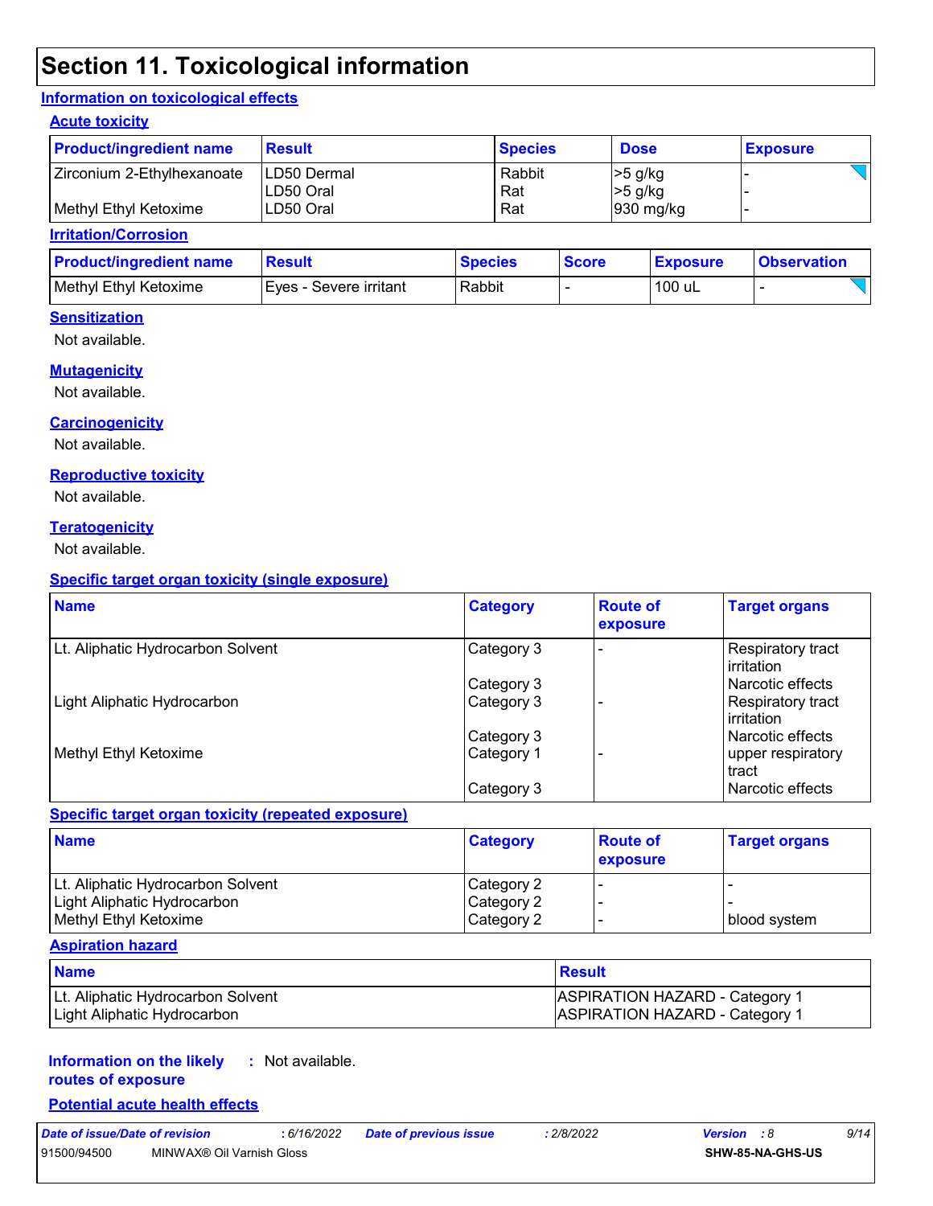# Section 11. Toxicological information

## Information on toxicological effects

### Acute toxicity

| Product/ingredient name | Result | Species | Dose | Exposure |
| --- | --- | --- | --- | --- |
| Zirconium 2-Ethylhexanoate | LD50 Dermal | Rabbit | >5 g/kg | - |
| | LD50 Oral | Rat | >5 g/kg | - |
| Methyl Ethyl Ketoxime | LD50 Oral | Rat | 930 mg/kg | - |

### Irritation/Corrosion

| Product/ingredient name | Result | Species | Score | Exposure | Observation |
| --- | --- | --- | --- | --- | --- |
| Methyl Ethyl Ketoxime | Eyes - Severe irritant | Rabbit | - | 100 uL | - |

### Sensitization

Not available.

### Mutagenicity

Not available.

### Carcinogenicity

Not available.

### Reproductive toxicity

Not available.

### Teratogenicity

Not available.

### Specific target organ toxicity (single exposure)

| Name | Category | Route of exposure | Target organs |
| --- | --- | --- | --- |
| Lt. Aliphatic Hydrocarbon Solvent | Category 3 | - | Respiratory tract irritation |
| | Category 3 | | Narcotic effects |
| Light Aliphatic Hydrocarbon | Category 3 | - | Respiratory tract irritation |
| | Category 3 | | Narcotic effects |
| Methyl Ethyl Ketoxime | Category 1 | - | upper respiratory tract |
| | Category 3 | | Narcotic effects |

### Specific target organ toxicity (repeated exposure)

| Name | Category | Route of exposure | Target organs |
| --- | --- | --- | --- |
| Lt. Aliphatic Hydrocarbon Solvent | Category 2 | - | - |
| Light Aliphatic Hydrocarbon | Category 2 | - | - |
| Methyl Ethyl Ketoxime | Category 2 | - | blood system |

### Aspiration hazard

| Name | Result |
| --- | --- |
| Lt. Aliphatic Hydrocarbon Solvent | ASPIRATION HAZARD - Category 1 |
| Light Aliphatic Hydrocarbon | ASPIRATION HAZARD - Category 1 |

**Information on the likely routes of exposure** : Not available.

### Potential acute health effects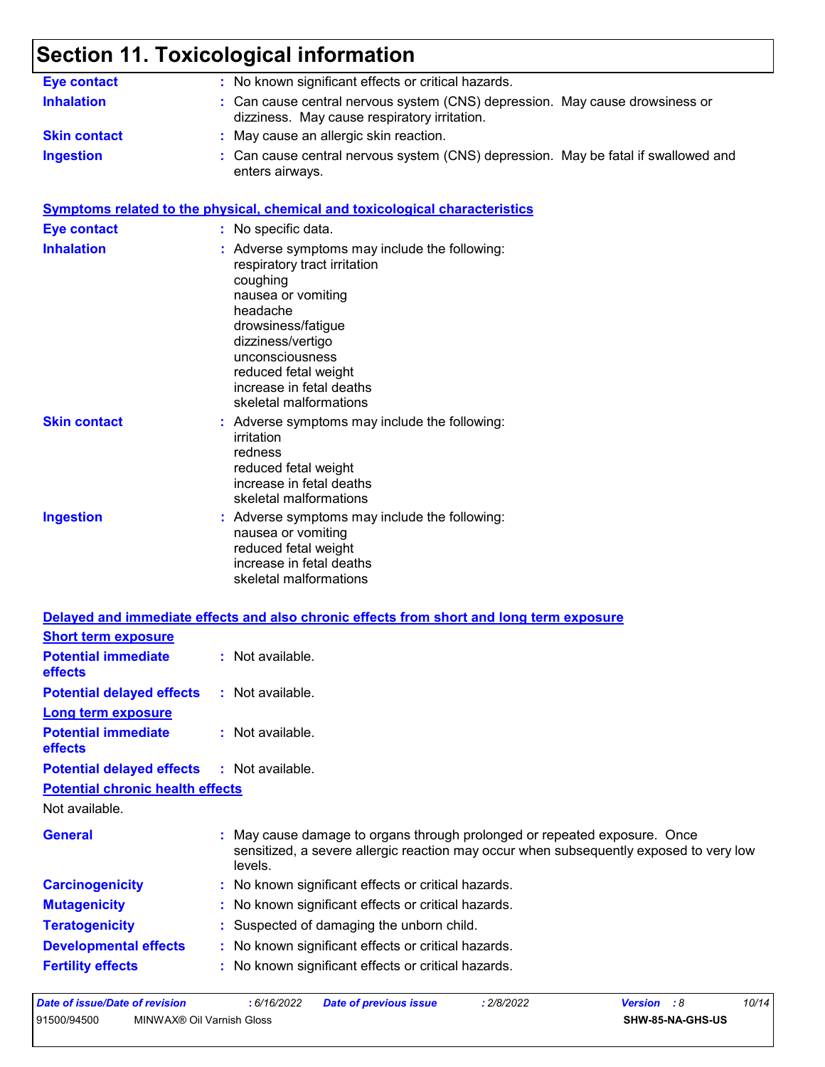# Section 11. Toxicological information

**Eye contact** : No known significant effects or critical hazards.

**Inhalation** : Can cause central nervous system (CNS) depression. May cause drowsiness or dizziness. May cause respiratory irritation.

**Skin contact** : May cause an allergic skin reaction.

**Ingestion** : Can cause central nervous system (CNS) depression. May be fatal if swallowed and enters airways.

## Symptoms related to the physical, chemical and toxicological characteristics

**Eye contact** : No specific data.

**Inhalation** : Adverse symptoms may include the following:
respiratory tract irritation
coughing
nausea or vomiting
headache
drowsiness/fatigue
dizziness/vertigo
unconsciousness
reduced fetal weight
increase in fetal deaths
skeletal malformations

**Skin contact** : Adverse symptoms may include the following:
irritation
redness
reduced fetal weight
increase in fetal deaths
skeletal malformations

**Ingestion** : Adverse symptoms may include the following:
nausea or vomiting
reduced fetal weight
increase in fetal deaths
skeletal malformations

## Delayed and immediate effects and also chronic effects from short and long term exposure

### Short term exposure

**Potential immediate effects** : Not available.

**Potential delayed effects** : Not available.

### Long term exposure

**Potential immediate effects** : Not available.

**Potential delayed effects** : Not available.

### Potential chronic health effects

Not available.

**General** : May cause damage to organs through prolonged or repeated exposure. Once sensitized, a severe allergic reaction may occur when subsequently exposed to very low levels.

**Carcinogenicity** : No known significant effects or critical hazards.

**Mutagenicity** : No known significant effects or critical hazards.

**Teratogenicity** : Suspected of damaging the unborn child.

**Developmental effects** : No known significant effects or critical hazards.

**Fertility effects** : No known significant effects or critical hazards.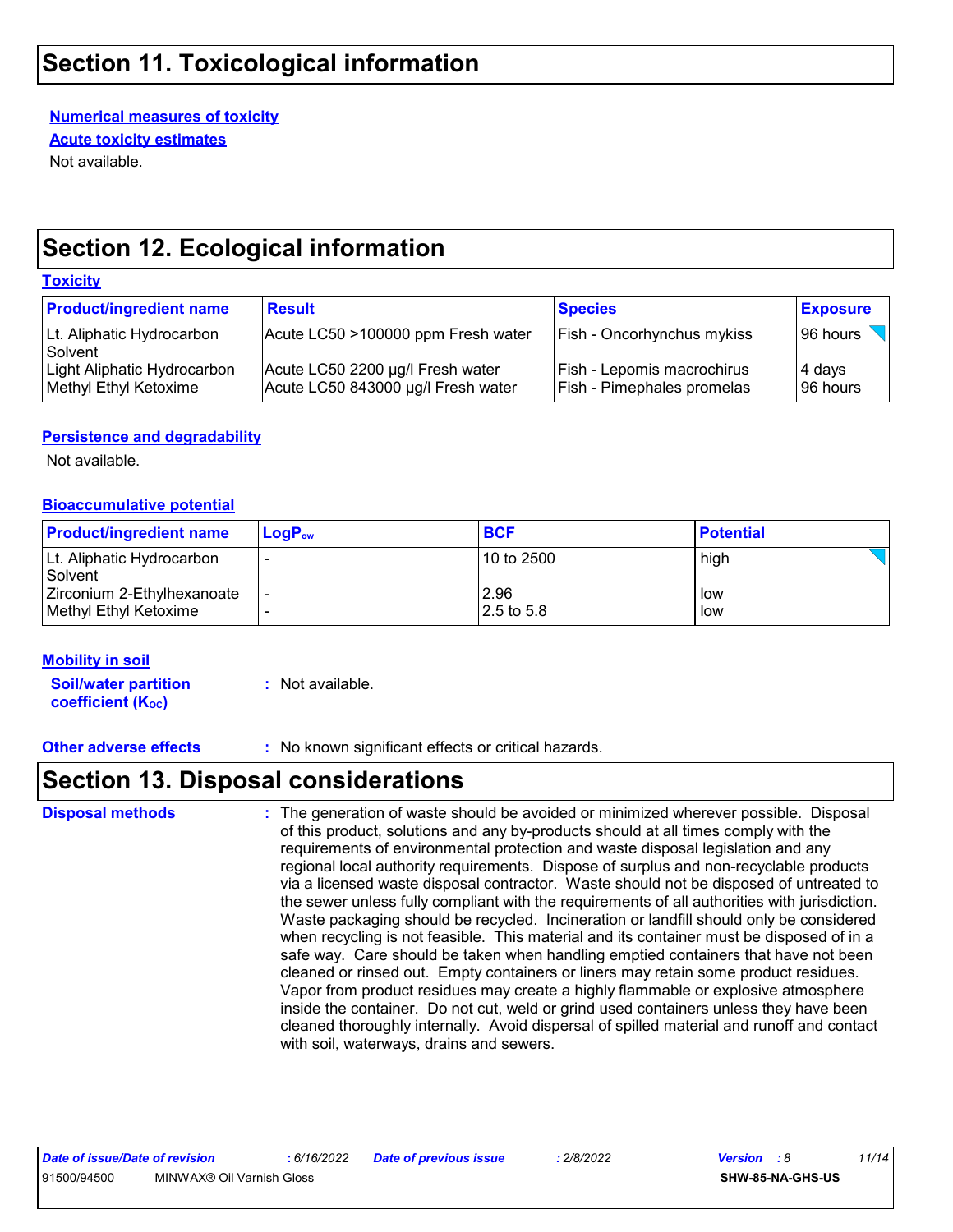# Section 11. Toxicological information

**Numerical measures of toxicity**

**Acute toxicity estimates**

Not available.

# Section 12. Ecological information

**Toxicity**

| Product/ingredient name | Result | Species | Exposure |
| --- | --- | --- | --- |
| Lt. Aliphatic Hydrocarbon Solvent | Acute LC50 >100000 ppm Fresh water | Fish - Oncorhynchus mykiss | 96 hours |
| Light Aliphatic Hydrocarbon | Acute LC50 2200 µg/l Fresh water | Fish - Lepomis macrochirus | 4 days |
| Methyl Ethyl Ketoxime | Acute LC50 843000 µg/l Fresh water | Fish - Pimephales promelas | 96 hours |

**Persistence and degradability**

Not available.

**Bioaccumulative potential**

| Product/ingredient name | $LogP_{ow}$ | BCF | Potential |
| --- | --- | --- | --- |
| Lt. Aliphatic Hydrocarbon Solvent | - | 10 to 2500 | high |
| Zirconium 2-Ethylhexanoate | - | 2.96 | low |
| Methyl Ethyl Ketoxime | - | 2.5 to 5.8 | low |

**Mobility in soil**

**Soil/water partition coefficient ($K_{OC}$)** : Not available.

**Other adverse effects** : No known significant effects or critical hazards.

# Section 13. Disposal considerations

**Disposal methods** : The generation of waste should be avoided or minimized wherever possible. Disposal of this product, solutions and any by-products should at all times comply with the requirements of environmental protection and waste disposal legislation and any regional local authority requirements. Dispose of surplus and non-recyclable products via a licensed waste disposal contractor. Waste should not be disposed of untreated to the sewer unless fully compliant with the requirements of all authorities with jurisdiction. Waste packaging should be recycled. Incineration or landfill should only be considered when recycling is not feasible. This material and its container must be disposed of in a safe way. Care should be taken when handling emptied containers that have not been cleaned or rinsed out. Empty containers or liners may retain some product residues. Vapor from product residues may create a highly flammable or explosive atmosphere inside the container. Do not cut, weld or grind used containers unless they have been cleaned thoroughly internally. Avoid dispersal of spilled material and runoff and contact with soil, waterways, drains and sewers.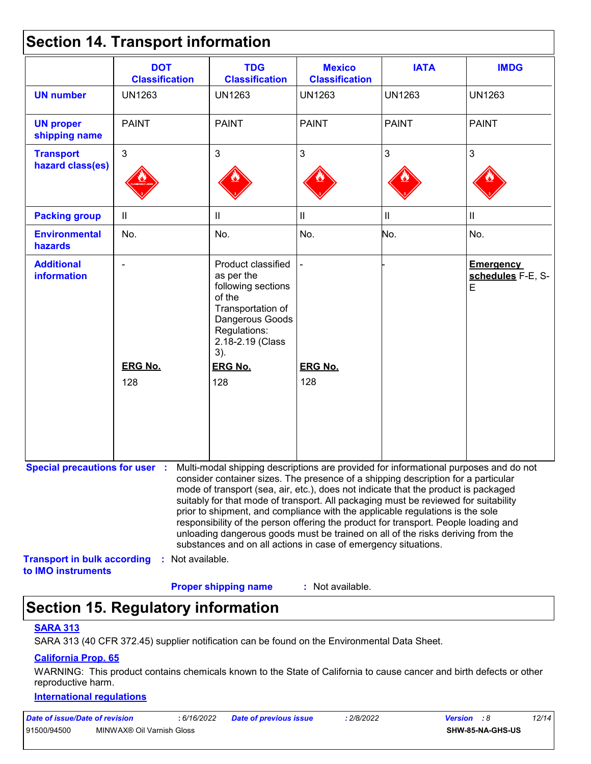## Section 14. Transport information

| | DOT Classification | TDG Classification | Mexico Classification | IATA | IMDG |
|---|---|---|---|---|---|
| **UN number** | UN1263 | UN1263 | UN1263 | UN1263 | UN1263 |
| **UN proper shipping name** | PAINT | PAINT | PAINT | PAINT | PAINT |
| **Transport hazard class(es)** | 3 | 3 | 3 | 3 | 3 |
| **Packing group** | II | II | II | II | II |
| **Environmental hazards** | No. | No. | No. | No. | No. |
| **Additional information** | - <br> **ERG No.** <br> 128 | Product classified as per the following sections of the Transportation of Dangerous Goods Regulations: 2.18-2.19 (Class 3). <br> **ERG No.** <br> 128 | - <br> **ERG No.** <br> 128 | - | **Emergency schedules** F-E, S-E |

**Special precautions for user** : Multi-modal shipping descriptions are provided for informational purposes and do not consider container sizes. The presence of a shipping description for a particular mode of transport (sea, air, etc.), does not indicate that the product is packaged suitably for that mode of transport. All packaging must be reviewed for suitability prior to shipment, and compliance with the applicable regulations is the sole responsibility of the person offering the product for transport. People loading and unloading dangerous goods must be trained on all of the risks deriving from the substances and on all actions in case of emergency situations.

**Transport in bulk according to IMO instruments** : Not available.

**Proper shipping name** : Not available.

## Section 15. Regulatory information

**SARA 313**

SARA 313 (40 CFR 372.45) supplier notification can be found on the Environmental Data Sheet.

**California Prop. 65**

WARNING: This product contains chemicals known to the State of California to cause cancer and birth defects or other reproductive harm.

**International regulations**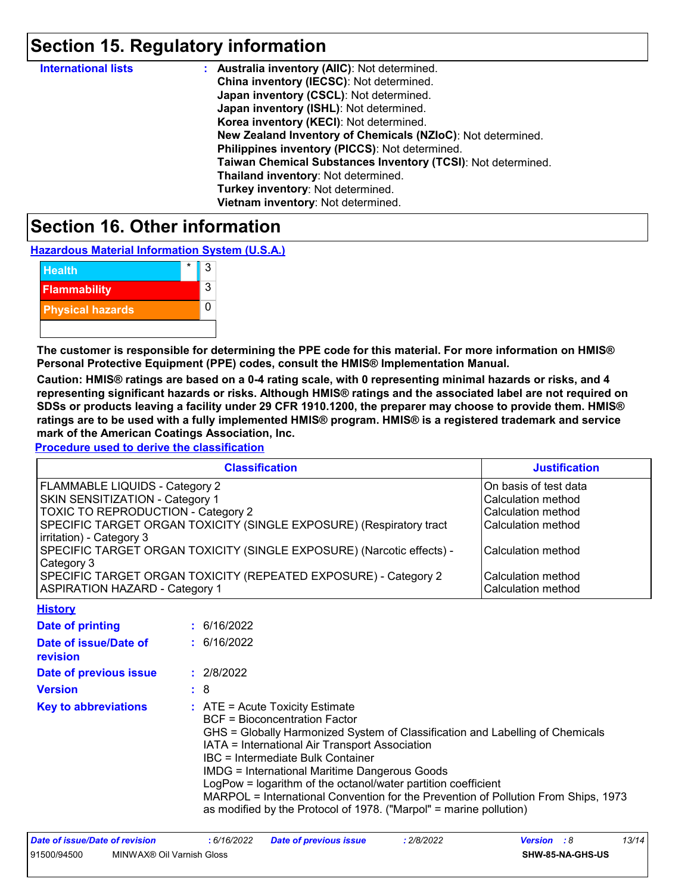## Section 15. Regulatory information

**International lists** :
**Australia inventory (AIIC)**: Not determined.
**China inventory (IECSC)**: Not determined.
**Japan inventory (CSCL)**: Not determined.
**Japan inventory (ISHL)**: Not determined.
**Korea inventory (KECI)**: Not determined.
**New Zealand Inventory of Chemicals (NZIoC)**: Not determined.
**Philippines inventory (PICCS)**: Not determined.
**Taiwan Chemical Substances Inventory (TCSI)**: Not determined.
**Thailand inventory**: Not determined.
**Turkey inventory**: Not determined.
**Vietnam inventory**: Not determined.

## Section 16. Other information

**Hazardous Material Information System (U.S.A.)**

| | |
|---|---|
| Health * | 3 |
| Flammability | 3 |
| Physical hazards | 0 |

**The customer is responsible for determining the PPE code for this material. For more information on HMIS® Personal Protective Equipment (PPE) codes, consult the HMIS® Implementation Manual.**

**Caution: HMIS® ratings are based on a 0-4 rating scale, with 0 representing minimal hazards or risks, and 4 representing significant hazards or risks. Although HMIS® ratings and the associated label are not required on SDSs or products leaving a facility under 29 CFR 1910.1200, the preparer may choose to provide them. HMIS® ratings are to be used with a fully implemented HMIS® program. HMIS® is a registered trademark and service mark of the American Coatings Association, Inc.**

**Procedure used to derive the classification**

| Classification | Justification |
|---|---|
| FLAMMABLE LIQUIDS - Category 2 | On basis of test data |
| SKIN SENSITIZATION - Category 1 | Calculation method |
| TOXIC TO REPRODUCTION - Category 2 | Calculation method |
| SPECIFIC TARGET ORGAN TOXICITY (SINGLE EXPOSURE) (Respiratory tract irritation) - Category 3 | Calculation method |
| SPECIFIC TARGET ORGAN TOXICITY (SINGLE EXPOSURE) (Narcotic effects) - Category 3 | Calculation method |
| SPECIFIC TARGET ORGAN TOXICITY (REPEATED EXPOSURE) - Category 2 | Calculation method |
| ASPIRATION HAZARD - Category 1 | Calculation method |

**History**

**Date of printing** : 6/16/2022

**Date of issue/Date of revision** : 6/16/2022

**Date of previous issue** : 2/8/2022

**Version** : 8

**Key to abbreviations** :
ATE = Acute Toxicity Estimate
BCF = Bioconcentration Factor
GHS = Globally Harmonized System of Classification and Labelling of Chemicals
IATA = International Air Transport Association
IBC = Intermediate Bulk Container
IMDG = International Maritime Dangerous Goods
LogPow = logarithm of the octanol/water partition coefficient
MARPOL = International Convention for the Prevention of Pollution From Ships, 1973 as modified by the Protocol of 1978. ("Marpol" = marine pollution)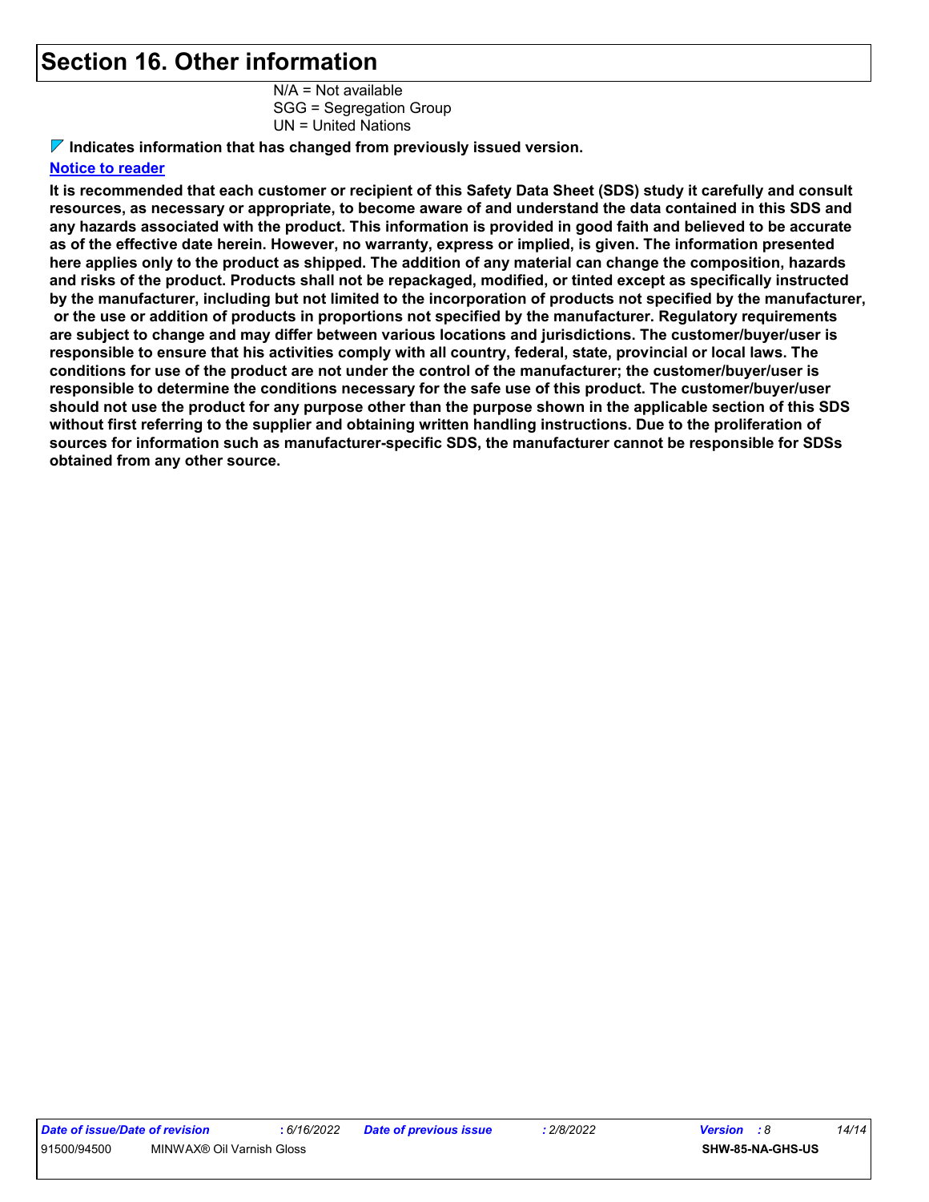# Section 16. Other information

N/A = Not available
SGG = Segregation Group
UN = United Nations

**Indicates information that has changed from previously issued version.**

**Notice to reader**

**It is recommended that each customer or recipient of this Safety Data Sheet (SDS) study it carefully and consult resources, as necessary or appropriate, to become aware of and understand the data contained in this SDS and any hazards associated with the product. This information is provided in good faith and believed to be accurate as of the effective date herein. However, no warranty, express or implied, is given. The information presented here applies only to the product as shipped. The addition of any material can change the composition, hazards and risks of the product. Products shall not be repackaged, modified, or tinted except as specifically instructed by the manufacturer, including but not limited to the incorporation of products not specified by the manufacturer, or the use or addition of products in proportions not specified by the manufacturer. Regulatory requirements are subject to change and may differ between various locations and jurisdictions. The customer/buyer/user is responsible to ensure that his activities comply with all country, federal, state, provincial or local laws. The conditions for use of the product are not under the control of the manufacturer; the customer/buyer/user is responsible to determine the conditions necessary for the safe use of this product. The customer/buyer/user should not use the product for any purpose other than the purpose shown in the applicable section of this SDS without first referring to the supplier and obtaining written handling instructions. Due to the proliferation of sources for information such as manufacturer-specific SDS, the manufacturer cannot be responsible for SDSs obtained from any other source.**